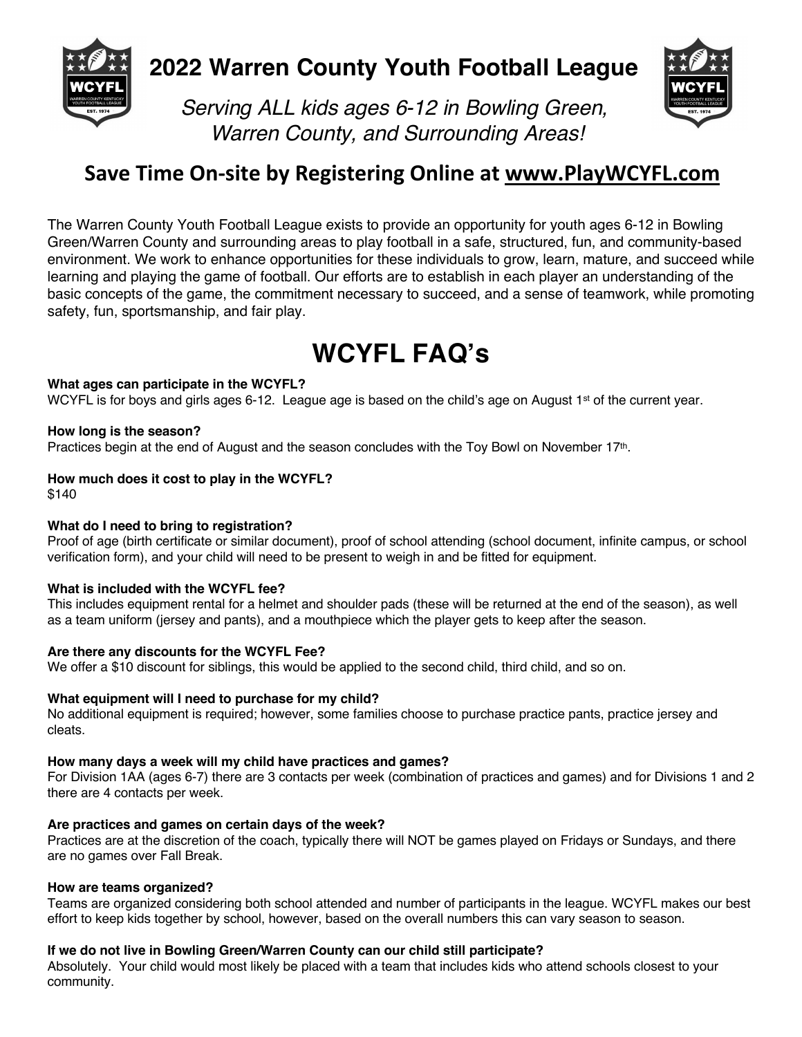# 2022 Warren County Youth Football League

*Serving ALL kids ages 6-12 in Bowling Green, Warren County, and Surrounding Areas!*

## Save Time On-site by Registering Online at www.PlayWCYFL.com

The Warren County Youth Football League exists to provide an opportunity for youth ages 6-12 in Bowling Green/Warren County and surrounding areas to play football in a safe, structured, fun, and community-based environment. We work to enhance opportunities for these individuals to grow, learn, mature, and succeed while learning and playing the game of football. Our efforts are to establish in each player an understanding of the basic concepts of the game, the commitment necessary to succeed, and a sense of teamwork, while promoting safety, fun, sportsmanship, and fair play.

# WCYFL FAQ's

**What ages can participate in the WCYFL?**
WCYFL is for boys and girls ages 6-12. League age is based on the child's age on August 1st of the current year.

**How long is the season?**
Practices begin at the end of August and the season concludes with the Toy Bowl on November 17th.

**How much does it cost to play in the WCYFL?**
$140

**What do I need to bring to registration?**
Proof of age (birth certificate or similar document), proof of school attending (school document, infinite campus, or school verification form), and your child will need to be present to weigh in and be fitted for equipment.

**What is included with the WCYFL fee?**
This includes equipment rental for a helmet and shoulder pads (these will be returned at the end of the season), as well as a team uniform (jersey and pants), and a mouthpiece which the player gets to keep after the season.

**Are there any discounts for the WCYFL Fee?**
We offer a $10 discount for siblings, this would be applied to the second child, third child, and so on.

**What equipment will I need to purchase for my child?**
No additional equipment is required; however, some families choose to purchase practice pants, practice jersey and cleats.

**How many days a week will my child have practices and games?**
For Division 1AA (ages 6-7) there are 3 contacts per week (combination of practices and games) and for Divisions 1 and 2 there are 4 contacts per week.

**Are practices and games on certain days of the week?**
Practices are at the discretion of the coach, typically there will NOT be games played on Fridays or Sundays, and there are no games over Fall Break.

**How are teams organized?**
Teams are organized considering both school attended and number of participants in the league. WCYFL makes our best effort to keep kids together by school, however, based on the overall numbers this can vary season to season.

**If we do not live in Bowling Green/Warren County can our child still participate?**
Absolutely. Your child would most likely be placed with a team that includes kids who attend schools closest to your community.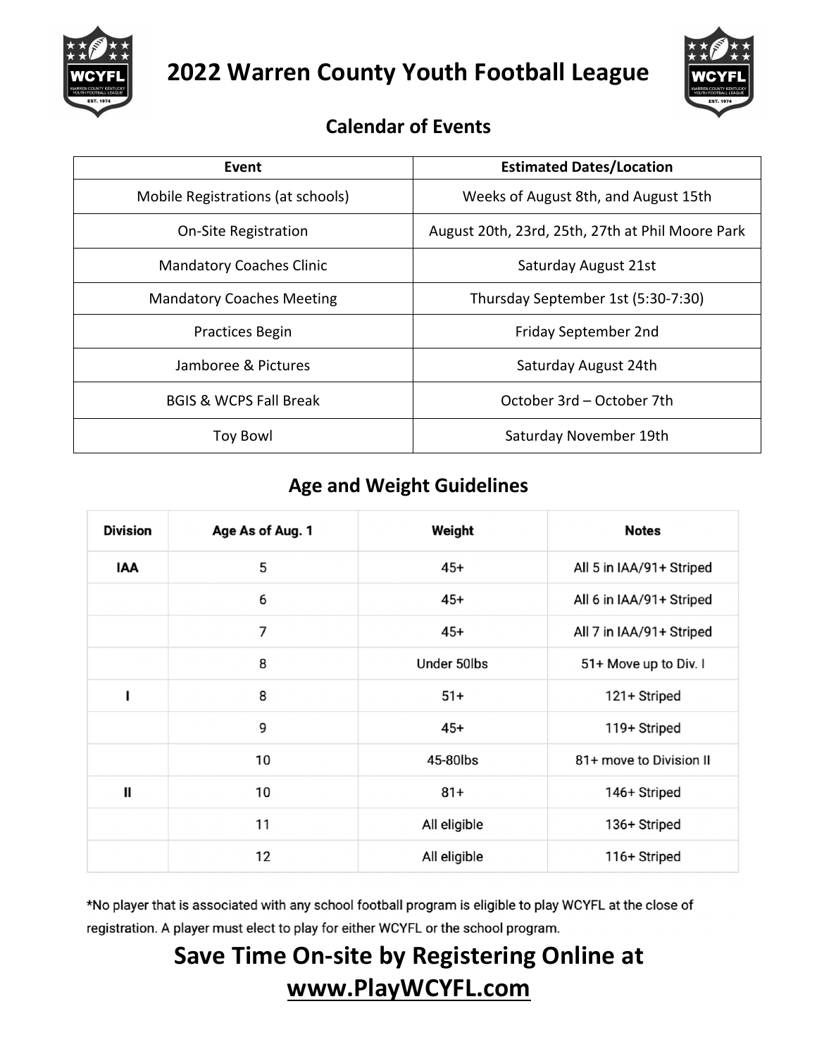# 2022 Warren County Youth Football League

## Calendar of Events

| Event | Estimated Dates/Location |
|---|---|
| Mobile Registrations (at schools) | Weeks of August 8th, and August 15th |
| On-Site Registration | August 20th, 23rd, 25th, 27th at Phil Moore Park |
| Mandatory Coaches Clinic | Saturday August 21st |
| Mandatory Coaches Meeting | Thursday September 1st (5:30-7:30) |
| Practices Begin | Friday September 2nd |
| Jamboree & Pictures | Saturday August 24th |
| BGIS & WCPS Fall Break | October 3rd – October 7th |
| Toy Bowl | Saturday November 19th |

## Age and Weight Guidelines

| Division | Age As of Aug. 1 | Weight | Notes |
|---|---|---|---|
| IAA | 5 | 45+ | All 5 in IAA/91+ Striped |
| | 6 | 45+ | All 6 in IAA/91+ Striped |
| | 7 | 45+ | All 7 in IAA/91+ Striped |
| | 8 | Under 50lbs | 51+ Move up to Div. I |
| I | 8 | 51+ | 121+ Striped |
| | 9 | 45+ | 119+ Striped |
| | 10 | 45-80lbs | 81+ move to Division II |
| II | 10 | 81+ | 146+ Striped |
| | 11 | All eligible | 136+ Striped |
| | 12 | All eligible | 116+ Striped |

*No player that is associated with any school football program is eligible to play WCYFL at the close of registration. A player must elect to play for either WCYFL or the school program.

## Save Time On-site by Registering Online at www.PlayWCYFL.com